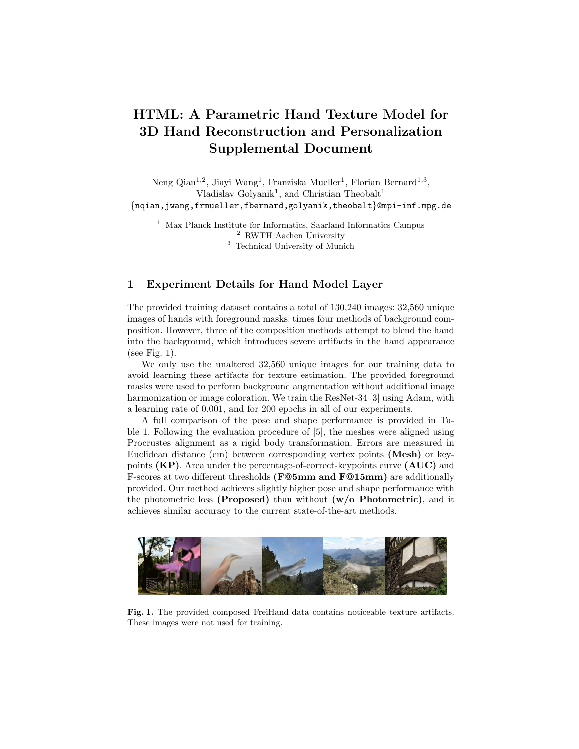# HTML: A Parametric Hand Texture Model for 3D Hand Reconstruction and Personalization –Supplemental Document–

Neng Qian[1,2], Jiayi Wang[1], Franziska Mueller[1], Florian Bernard[1,3], Vladislav Golyanik[1], and Christian Theobalt[1]
{nqian,jwang,frmueller,fbernard,golyanik,theobalt}@mpi-inf.mpg.de

[1] Max Planck Institute for Informatics, Saarland Informatics Campus
[2] RWTH Aachen University
[3] Technical University of Munich

## 1 Experiment Details for Hand Model Layer

The provided training dataset contains a total of 130,240 images: 32,560 unique images of hands with foreground masks, times four methods of background composition. However, three of the composition methods attempt to blend the hand into the background, which introduces severe artifacts in the hand appearance (see Fig. 1).

We only use the unaltered 32,560 unique images for our training data to avoid learning these artifacts for texture estimation. The provided foreground masks were used to perform background augmentation without additional image harmonization or image coloration. We train the ResNet-34 [3] using Adam, with a learning rate of 0.001, and for 200 epochs in all of our experiments.

A full comparison of the pose and shape performance is provided in Table 1. Following the evaluation procedure of [5], the meshes were aligned using Procrustes alignment as a rigid body transformation. Errors are measured in Euclidean distance (cm) between corresponding vertex points **(Mesh)** or keypoints **(KP)**. Area under the percentage-of-correct-keypoints curve **(AUC)** and F-scores at two different thresholds **(F@5mm and F@15mm)** are additionally provided. Our method achieves slightly higher pose and shape performance with the photometric loss **(Proposed)** than without **(w/o Photometric)**, and it achieves similar accuracy to the current state-of-the-art methods.

**Fig. 1.** The provided composed FreiHand data contains noticeable texture artifacts. These images were not used for training.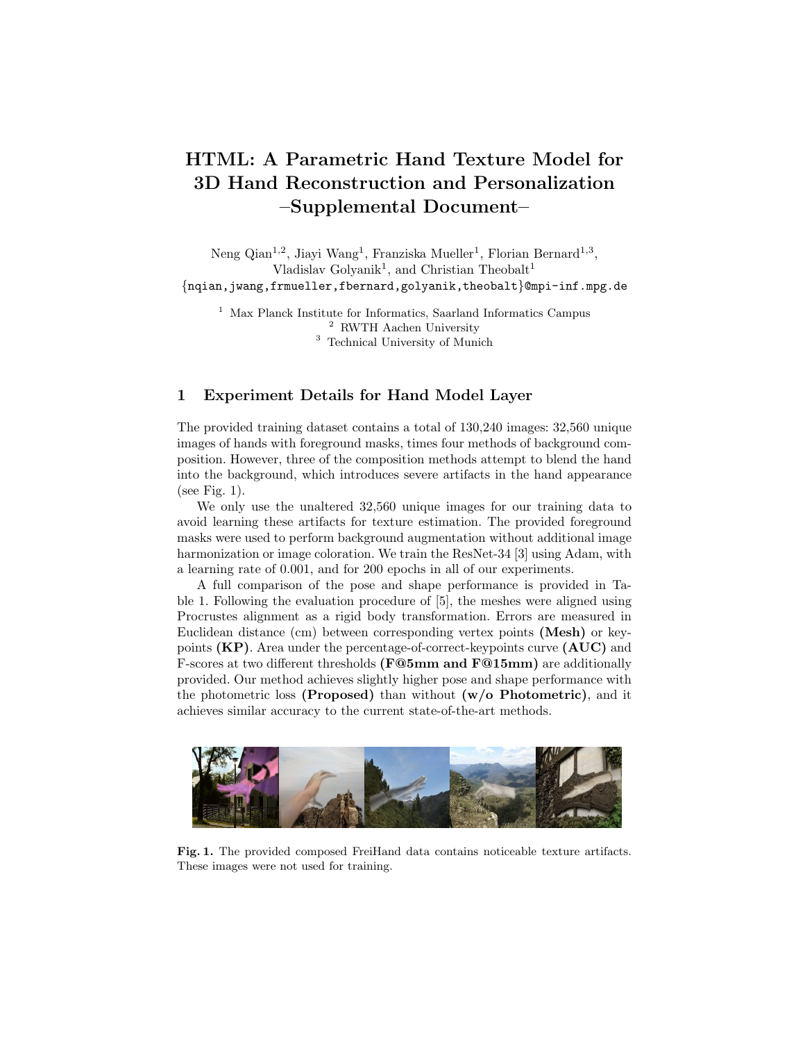# HTML: A Parametric Hand Texture Model for 3D Hand Reconstruction and Personalization –Supplemental Document–

Neng Qian[1,2], Jiayi Wang[1], Franziska Mueller[1], Florian Bernard[1,3], Vladislav Golyanik[1], and Christian Theobalt[1]
{nqian,jwang,frmueller,fbernard,golyanik,theobalt}@mpi-inf.mpg.de

[1] Max Planck Institute for Informatics, Saarland Informatics Campus
[2] RWTH Aachen University
[3] Technical University of Munich

## 1 Experiment Details for Hand Model Layer

The provided training dataset contains a total of 130,240 images: 32,560 unique images of hands with foreground masks, times four methods of background composition. However, three of the composition methods attempt to blend the hand into the background, which introduces severe artifacts in the hand appearance (see Fig. 1).

We only use the unaltered 32,560 unique images for our training data to avoid learning these artifacts for texture estimation. The provided foreground masks were used to perform background augmentation without additional image harmonization or image coloration. We train the ResNet-34 [3] using Adam, with a learning rate of 0.001, and for 200 epochs in all of our experiments.

A full comparison of the pose and shape performance is provided in Table 1. Following the evaluation procedure of [5], the meshes were aligned using Procrustes alignment as a rigid body transformation. Errors are measured in Euclidean distance (cm) between corresponding vertex points **(Mesh)** or keypoints **(KP)**. Area under the percentage-of-correct-keypoints curve **(AUC)** and F-scores at two different thresholds **(F@5mm and F@15mm)** are additionally provided. Our method achieves slightly higher pose and shape performance with the photometric loss **(Proposed)** than without **(w/o Photometric)**, and it achieves similar accuracy to the current state-of-the-art methods.

**Fig. 1.** The provided composed FreiHand data contains noticeable texture artifacts. These images were not used for training.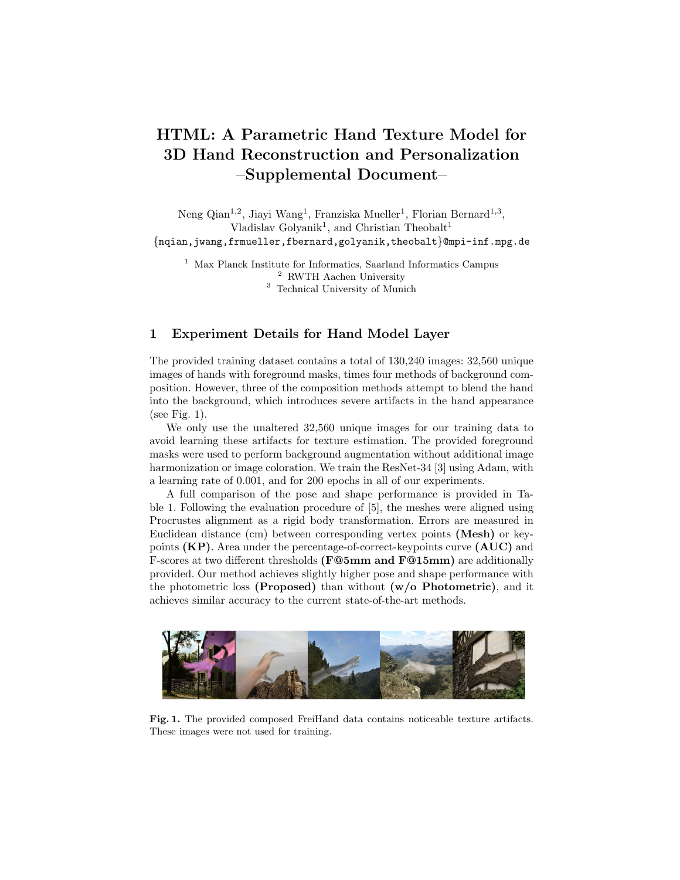# HTML: A Parametric Hand Texture Model for 3D Hand Reconstruction and Personalization –Supplemental Document–

Neng Qian[1,2], Jiayi Wang[1], Franziska Mueller[1], Florian Bernard[1,3], Vladislav Golyanik[1], and Christian Theobalt[1]
{nqian,jwang,frmueller,fbernard,golyanik,theobalt}@mpi-inf.mpg.de

[1] Max Planck Institute for Informatics, Saarland Informatics Campus
[2] RWTH Aachen University
[3] Technical University of Munich

## 1 Experiment Details for Hand Model Layer

The provided training dataset contains a total of 130,240 images: 32,560 unique images of hands with foreground masks, times four methods of background composition. However, three of the composition methods attempt to blend the hand into the background, which introduces severe artifacts in the hand appearance (see Fig. 1).

We only use the unaltered 32,560 unique images for our training data to avoid learning these artifacts for texture estimation. The provided foreground masks were used to perform background augmentation without additional image harmonization or image coloration. We train the ResNet-34 [3] using Adam, with a learning rate of 0.001, and for 200 epochs in all of our experiments.

A full comparison of the pose and shape performance is provided in Table 1. Following the evaluation procedure of [5], the meshes were aligned using Procrustes alignment as a rigid body transformation. Errors are measured in Euclidean distance (cm) between corresponding vertex points **(Mesh)** or keypoints **(KP)**. Area under the percentage-of-correct-keypoints curve **(AUC)** and F-scores at two different thresholds **(F@5mm and F@15mm)** are additionally provided. Our method achieves slightly higher pose and shape performance with the photometric loss **(Proposed)** than without **(w/o Photometric)**, and it achieves similar accuracy to the current state-of-the-art methods.

**Fig. 1.** The provided composed FreiHand data contains noticeable texture artifacts. These images were not used for training.